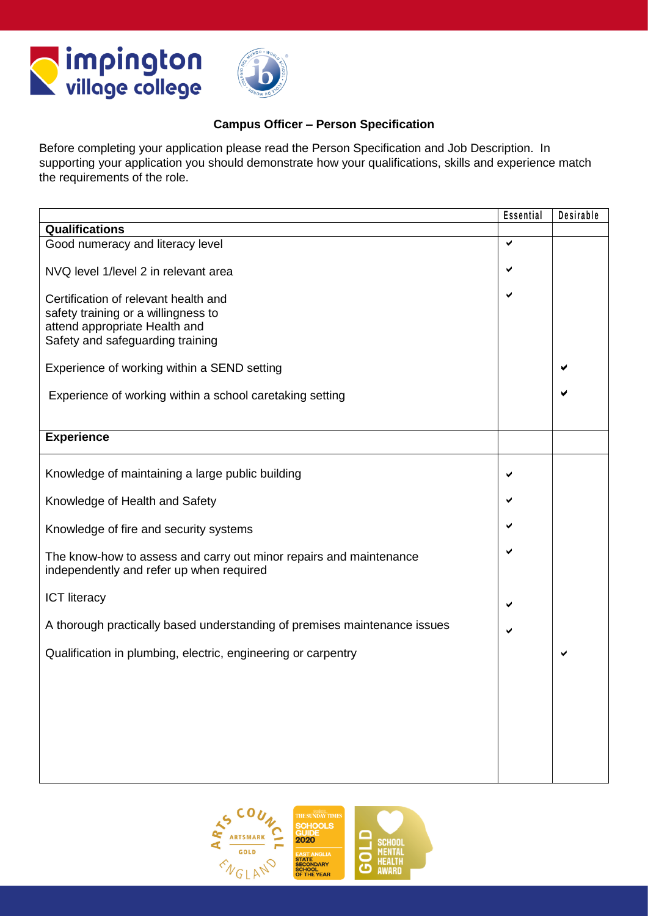## Campus Officer – Person Specification

Before completing your application please read the Person Specification and Job Description. In supporting your application you should demonstrate how your qualifications, skills and experience match the requirements of the role.

| | Essential | Desirable |
|---|---|---|
| **Qualifications** | | |
| Good numeracy and literacy level | ✔ | |
| NVQ level 1/level 2 in relevant area | ✔ | |
| Certification of relevant health and safety training or a willingness to attend appropriate Health and Safety and safeguarding training | ✔ | |
| Experience of working within a SEND setting | | ✔ |
| Experience of working within a school caretaking setting | | ✔ |
| **Experience** | | |
| Knowledge of maintaining a large public building | ✔ | |
| Knowledge of Health and Safety | ✔ | |
| Knowledge of fire and security systems | ✔ | |
| The know-how to assess and carry out minor repairs and maintenance independently and refer up when required | ✔ | |
| ICT literacy | ✔ | |
| A thorough practically based understanding of premises maintenance issues | ✔ | |
| Qualification in plumbing, electric, engineering or carpentry | | ✔ |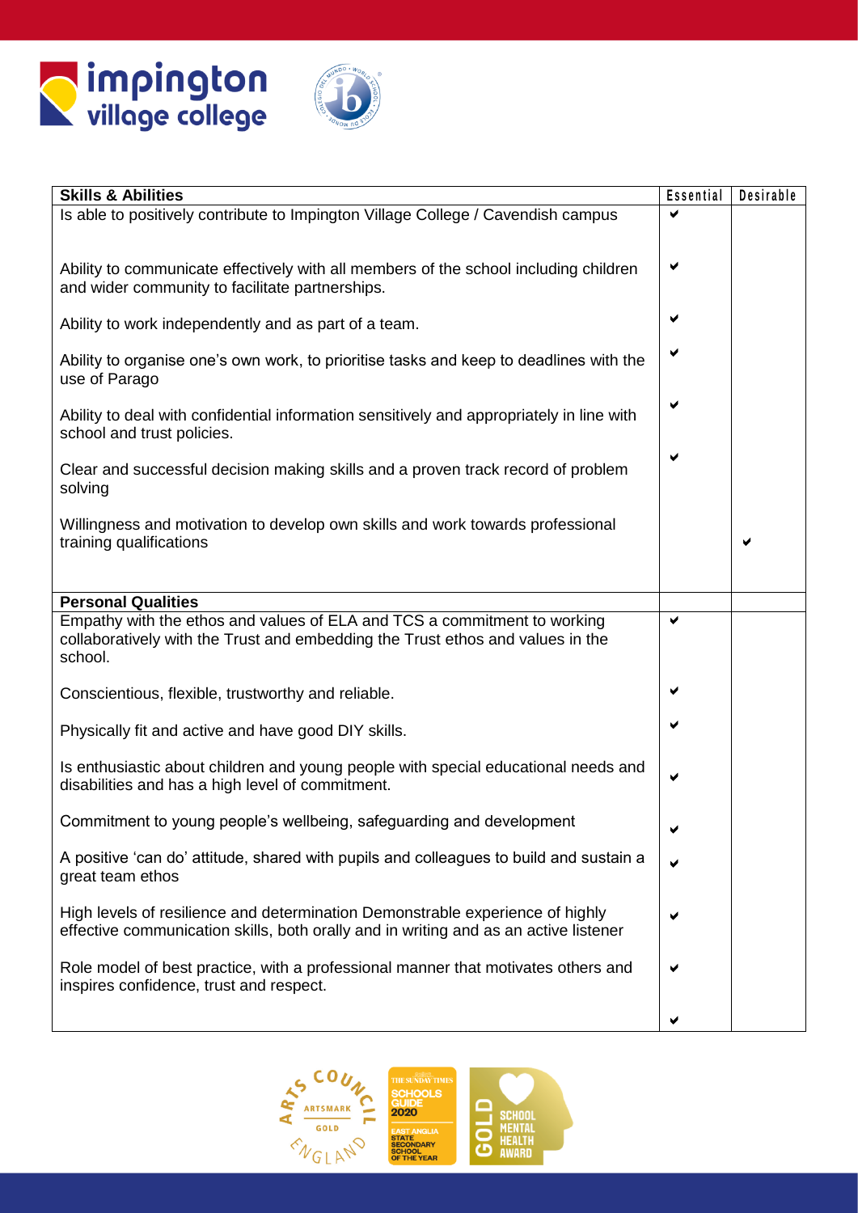| Skills & Abilities | Essential | Desirable |
|---|---|---|
| Is able to positively contribute to Impington Village College / Cavendish campus | ✔ | |
| Ability to communicate effectively with all members of the school including children and wider community to facilitate partnerships. | ✔ | |
| Ability to work independently and as part of a team. | ✔ | |
| Ability to organise one's own work, to prioritise tasks and keep to deadlines with the use of Parago | ✔ | |
| Ability to deal with confidential information sensitively and appropriately in line with school and trust policies. | ✔ | |
| Clear and successful decision making skills and a proven track record of problem solving | ✔ | |
| Willingness and motivation to develop own skills and work towards professional training qualifications | | ✔ |
| **Personal Qualities** | | |
| Empathy with the ethos and values of ELA and TCS a commitment to working collaboratively with the Trust and embedding the Trust ethos and values in the school. | ✔ | |
| Conscientious, flexible, trustworthy and reliable. | ✔ | |
| Physically fit and active and have good DIY skills. | ✔ | |
| Is enthusiastic about children and young people with special educational needs and disabilities and has a high level of commitment. | ✔ | |
| Commitment to young people's wellbeing, safeguarding and development | ✔ | |
| A positive 'can do' attitude, shared with pupils and colleagues to build and sustain a great team ethos | ✔ | |
| High levels of resilience and determination Demonstrable experience of highly effective communication skills, both orally and in writing and as an active listener | ✔ | |
| Role model of best practice, with a professional manner that motivates others and inspires confidence, trust and respect. | ✔ | |
| | ✔ | |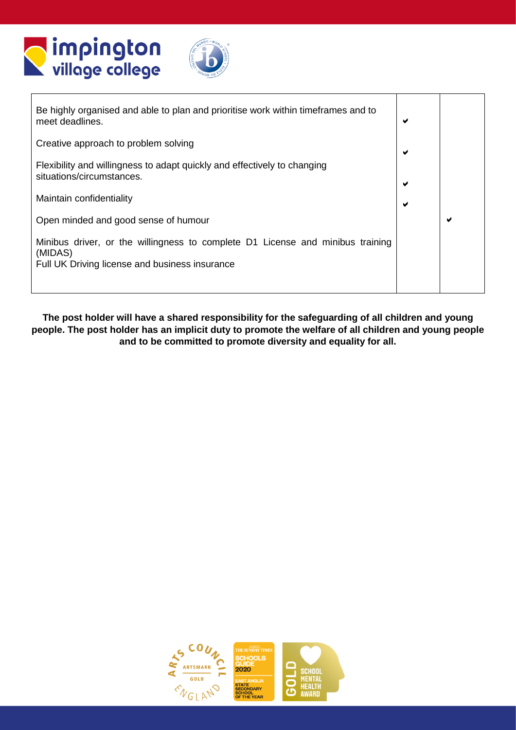| | | |
|---|---|---|
| Be highly organised and able to plan and prioritise work within timeframes and to meet deadlines. | ✔ | |
| Creative approach to problem solving | ✔ | |
| Flexibility and willingness to adapt quickly and effectively to changing situations/circumstances. | ✔ | |
| Maintain confidentiality | ✔ | |
| Open minded and good sense of humour | | ✔ |
| Minibus driver, or the willingness to complete D1 License and minibus training (MIDAS)<br>Full UK Driving license and business insurance | | |

**The post holder will have a shared responsibility for the safeguarding of all children and young people. The post holder has an implicit duty to promote the welfare of all children and young people and to be committed to promote diversity and equality for all.**